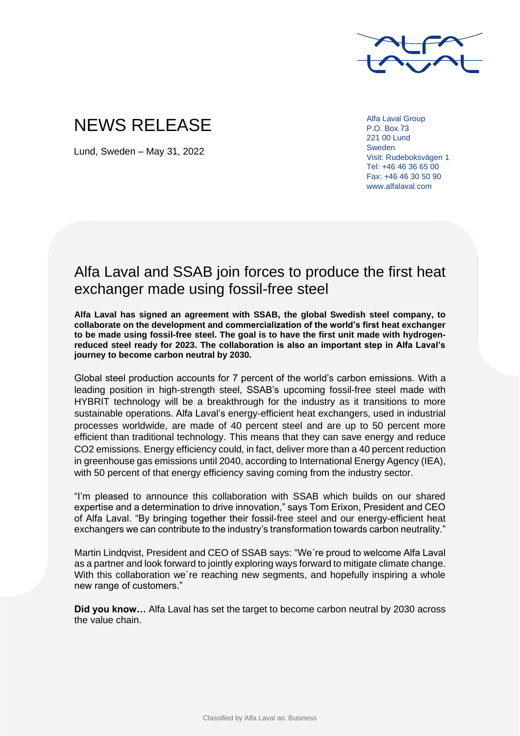# NEWS RELEASE

Lund, Sweden – May 31, 2022

Alfa Laval Group
P.O. Box 73
221 00 Lund
Sweden
Visit: Rudeboksvägen 1
Tel: +46 46 36 65 00
Fax: +46 46 30 50 90
www.alfalaval.com

## Alfa Laval and SSAB join forces to produce the first heat exchanger made using fossil-free steel

**Alfa Laval has signed an agreement with SSAB, the global Swedish steel company, to collaborate on the development and commercialization of the world's first heat exchanger to be made using fossil-free steel. The goal is to have the first unit made with hydrogen-reduced steel ready for 2023. The collaboration is also an important step in Alfa Laval's journey to become carbon neutral by 2030.**

Global steel production accounts for 7 percent of the world's carbon emissions. With a leading position in high-strength steel, SSAB's upcoming fossil-free steel made with HYBRIT technology will be a breakthrough for the industry as it transitions to more sustainable operations. Alfa Laval's energy-efficient heat exchangers, used in industrial processes worldwide, are made of 40 percent steel and are up to 50 percent more efficient than traditional technology. This means that they can save energy and reduce $CO_2$ emissions. Energy efficiency could, in fact, deliver more than a 40 percent reduction in greenhouse gas emissions until 2040, according to International Energy Agency (IEA), with 50 percent of that energy efficiency saving coming from the industry sector.

"I'm pleased to announce this collaboration with SSAB which builds on our shared expertise and a determination to drive innovation," says Tom Erixon, President and CEO of Alfa Laval. "By bringing together their fossil-free steel and our energy-efficient heat exchangers we can contribute to the industry's transformation towards carbon neutrality."

Martin Lindqvist, President and CEO of SSAB says: "We´re proud to welcome Alfa Laval as a partner and look forward to jointly exploring ways forward to mitigate climate change. With this collaboration we´re reaching new segments, and hopefully inspiring a whole new range of customers."

**Did you know…** Alfa Laval has set the target to become carbon neutral by 2030 across the value chain.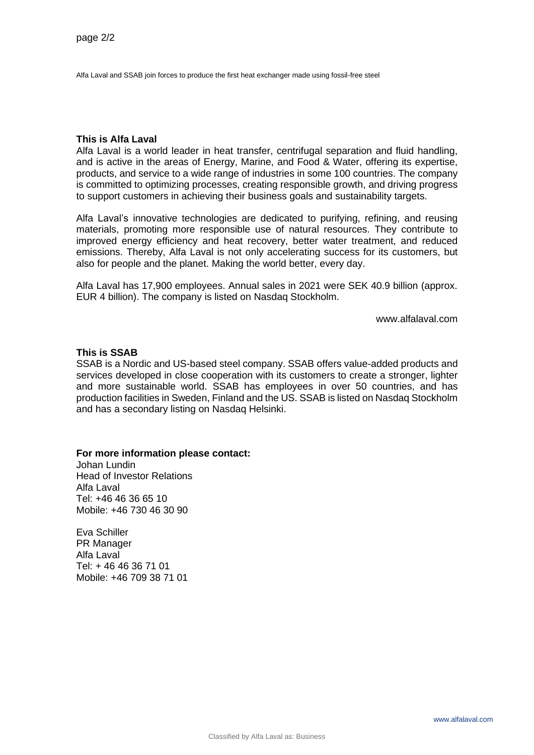## This is Alfa Laval

Alfa Laval is a world leader in heat transfer, centrifugal separation and fluid handling, and is active in the areas of Energy, Marine, and Food & Water, offering its expertise, products, and service to a wide range of industries in some 100 countries. The company is committed to optimizing processes, creating responsible growth, and driving progress to support customers in achieving their business goals and sustainability targets.

Alfa Laval's innovative technologies are dedicated to purifying, refining, and reusing materials, promoting more responsible use of natural resources. They contribute to improved energy efficiency and heat recovery, better water treatment, and reduced emissions. Thereby, Alfa Laval is not only accelerating success for its customers, but also for people and the planet. Making the world better, every day.

Alfa Laval has 17,900 employees. Annual sales in 2021 were SEK 40.9 billion (approx. EUR 4 billion). The company is listed on Nasdaq Stockholm.

www.alfalaval.com

## This is SSAB

SSAB is a Nordic and US-based steel company. SSAB offers value-added products and services developed in close cooperation with its customers to create a stronger, lighter and more sustainable world. SSAB has employees in over 50 countries, and has production facilities in Sweden, Finland and the US. SSAB is listed on Nasdaq Stockholm and has a secondary listing on Nasdaq Helsinki.

**For more information please contact:**

Johan Lundin
Head of Investor Relations
Alfa Laval
Tel: +46 46 36 65 10
Mobile: +46 730 46 30 90

Eva Schiller
PR Manager
Alfa Laval
Tel: + 46 46 36 71 01
Mobile: +46 709 38 71 01